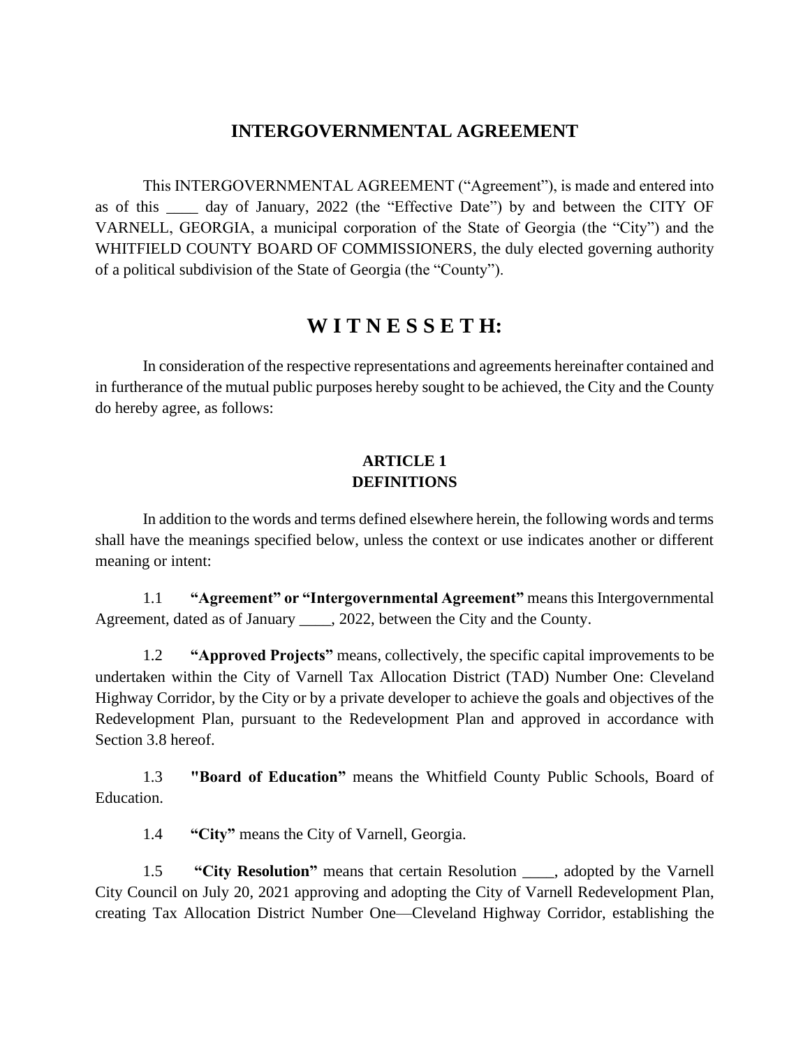# INTERGOVERNMENTAL AGREEMENT

This INTERGOVERNMENTAL AGREEMENT ("Agreement"), is made and entered into as of this ____ day of January, 2022 (the "Effective Date") by and between the CITY OF VARNELL, GEORGIA, a municipal corporation of the State of Georgia (the "City") and the WHITFIELD COUNTY BOARD OF COMMISSIONERS, the duly elected governing authority of a political subdivision of the State of Georgia (the "County").

## W I T N E S S E T H:

In consideration of the respective representations and agreements hereinafter contained and in furtherance of the mutual public purposes hereby sought to be achieved, the City and the County do hereby agree, as follows:

### ARTICLE 1
### DEFINITIONS

In addition to the words and terms defined elsewhere herein, the following words and terms shall have the meanings specified below, unless the context or use indicates another or different meaning or intent:

1.1 **"Agreement" or "Intergovernmental Agreement"** means this Intergovernmental Agreement, dated as of January ____, 2022, between the City and the County.

1.2 **"Approved Projects"** means, collectively, the specific capital improvements to be undertaken within the City of Varnell Tax Allocation District (TAD) Number One: Cleveland Highway Corridor, by the City or by a private developer to achieve the goals and objectives of the Redevelopment Plan, pursuant to the Redevelopment Plan and approved in accordance with Section 3.8 hereof.

1.3 **"Board of Education"** means the Whitfield County Public Schools, Board of Education.

1.4 **"City"** means the City of Varnell, Georgia.

1.5 **"City Resolution"** means that certain Resolution ____, adopted by the Varnell City Council on July 20, 2021 approving and adopting the City of Varnell Redevelopment Plan, creating Tax Allocation District Number One—Cleveland Highway Corridor, establishing the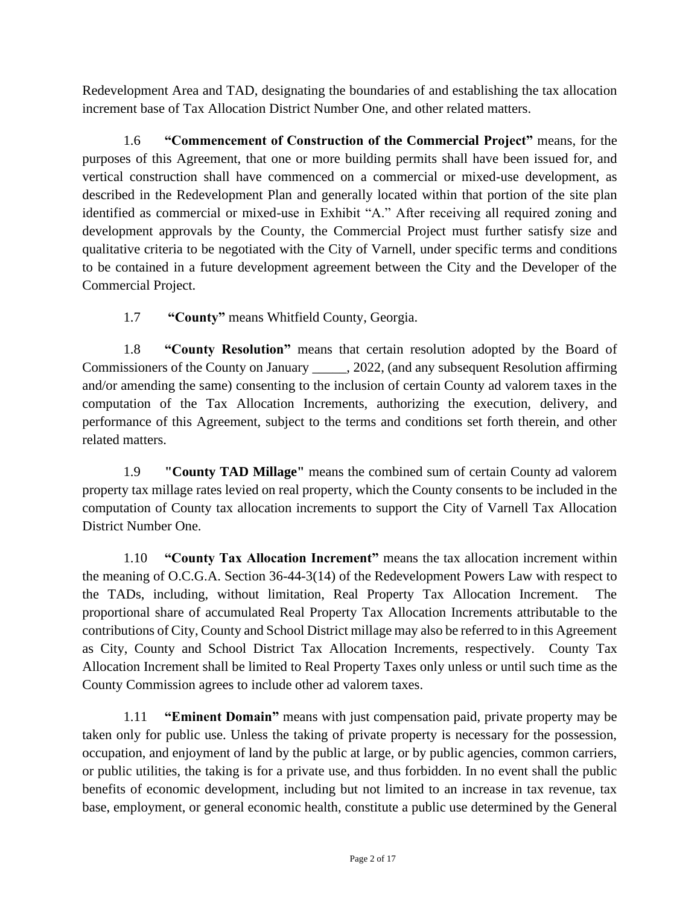Redevelopment Area and TAD, designating the boundaries of and establishing the tax allocation increment base of Tax Allocation District Number One, and other related matters.

1.6 **"Commencement of Construction of the Commercial Project"** means, for the purposes of this Agreement, that one or more building permits shall have been issued for, and vertical construction shall have commenced on a commercial or mixed-use development, as described in the Redevelopment Plan and generally located within that portion of the site plan identified as commercial or mixed-use in Exhibit "A." After receiving all required zoning and development approvals by the County, the Commercial Project must further satisfy size and qualitative criteria to be negotiated with the City of Varnell, under specific terms and conditions to be contained in a future development agreement between the City and the Developer of the Commercial Project.

1.7 **"County"** means Whitfield County, Georgia.

1.8 **"County Resolution"** means that certain resolution adopted by the Board of Commissioners of the County on January _____, 2022, (and any subsequent Resolution affirming and/or amending the same) consenting to the inclusion of certain County ad valorem taxes in the computation of the Tax Allocation Increments, authorizing the execution, delivery, and performance of this Agreement, subject to the terms and conditions set forth therein, and other related matters.

1.9 **"County TAD Millage"** means the combined sum of certain County ad valorem property tax millage rates levied on real property, which the County consents to be included in the computation of County tax allocation increments to support the City of Varnell Tax Allocation District Number One.

1.10 **"County Tax Allocation Increment"** means the tax allocation increment within the meaning of O.C.G.A. Section 36-44-3(14) of the Redevelopment Powers Law with respect to the TADs, including, without limitation, Real Property Tax Allocation Increment. The proportional share of accumulated Real Property Tax Allocation Increments attributable to the contributions of City, County and School District millage may also be referred to in this Agreement as City, County and School District Tax Allocation Increments, respectively. County Tax Allocation Increment shall be limited to Real Property Taxes only unless or until such time as the County Commission agrees to include other ad valorem taxes.

1.11 **"Eminent Domain"** means with just compensation paid, private property may be taken only for public use. Unless the taking of private property is necessary for the possession, occupation, and enjoyment of land by the public at large, or by public agencies, common carriers, or public utilities, the taking is for a private use, and thus forbidden. In no event shall the public benefits of economic development, including but not limited to an increase in tax revenue, tax base, employment, or general economic health, constitute a public use determined by the General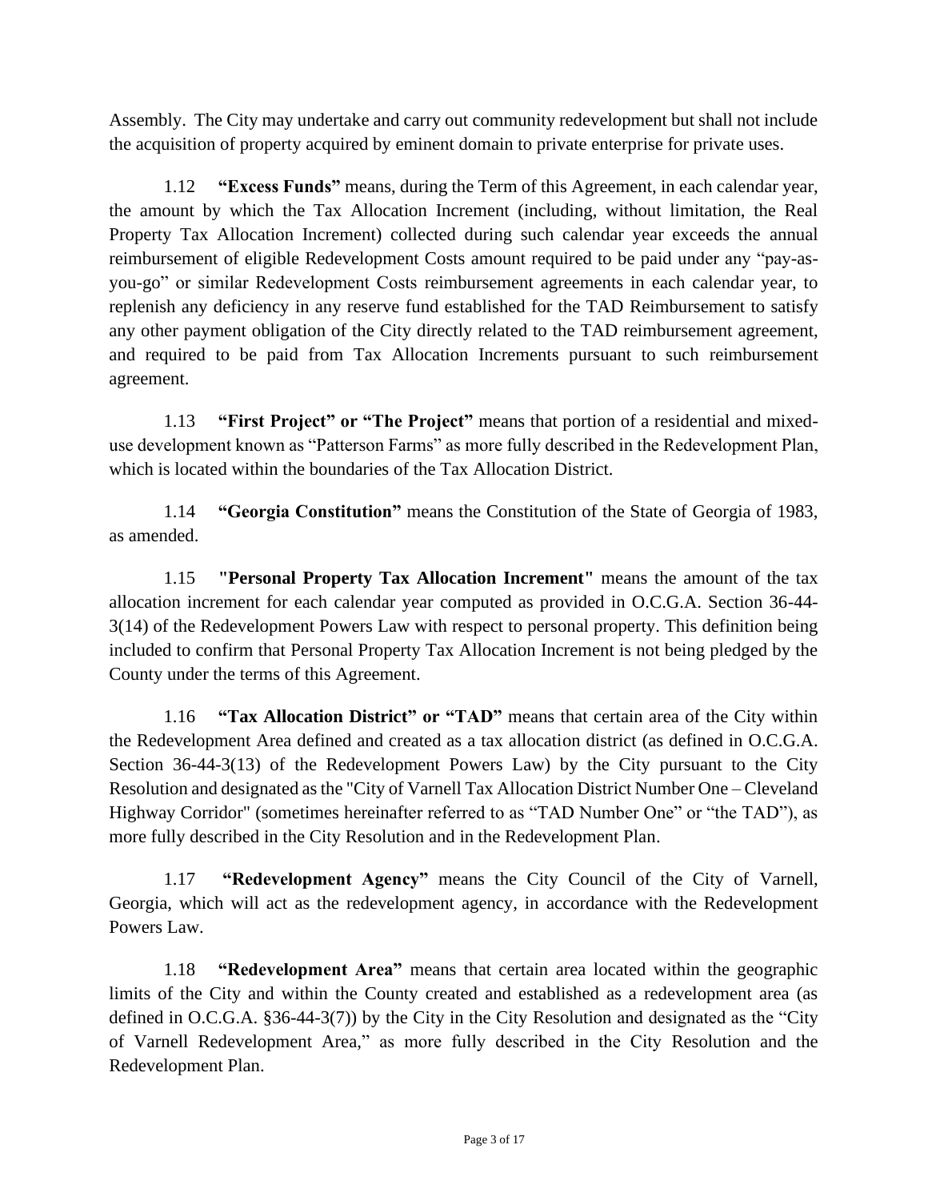Assembly. The City may undertake and carry out community redevelopment but shall not include the acquisition of property acquired by eminent domain to private enterprise for private uses.

1.12 **"Excess Funds"** means, during the Term of this Agreement, in each calendar year, the amount by which the Tax Allocation Increment (including, without limitation, the Real Property Tax Allocation Increment) collected during such calendar year exceeds the annual reimbursement of eligible Redevelopment Costs amount required to be paid under any "pay-as-you-go" or similar Redevelopment Costs reimbursement agreements in each calendar year, to replenish any deficiency in any reserve fund established for the TAD Reimbursement to satisfy any other payment obligation of the City directly related to the TAD reimbursement agreement, and required to be paid from Tax Allocation Increments pursuant to such reimbursement agreement.

1.13 **"First Project" or "The Project"** means that portion of a residential and mixed-use development known as "Patterson Farms" as more fully described in the Redevelopment Plan, which is located within the boundaries of the Tax Allocation District.

1.14 **"Georgia Constitution"** means the Constitution of the State of Georgia of 1983, as amended.

1.15 **"Personal Property Tax Allocation Increment"** means the amount of the tax allocation increment for each calendar year computed as provided in O.C.G.A. Section 36-44-3(14) of the Redevelopment Powers Law with respect to personal property. This definition being included to confirm that Personal Property Tax Allocation Increment is not being pledged by the County under the terms of this Agreement.

1.16 **"Tax Allocation District" or "TAD"** means that certain area of the City within the Redevelopment Area defined and created as a tax allocation district (as defined in O.C.G.A. Section 36-44-3(13) of the Redevelopment Powers Law) by the City pursuant to the City Resolution and designated as the "City of Varnell Tax Allocation District Number One – Cleveland Highway Corridor" (sometimes hereinafter referred to as "TAD Number One" or "the TAD"), as more fully described in the City Resolution and in the Redevelopment Plan.

1.17 **"Redevelopment Agency"** means the City Council of the City of Varnell, Georgia, which will act as the redevelopment agency, in accordance with the Redevelopment Powers Law.

1.18 **"Redevelopment Area"** means that certain area located within the geographic limits of the City and within the County created and established as a redevelopment area (as defined in O.C.G.A. §36-44-3(7)) by the City in the City Resolution and designated as the "City of Varnell Redevelopment Area," as more fully described in the City Resolution and the Redevelopment Plan.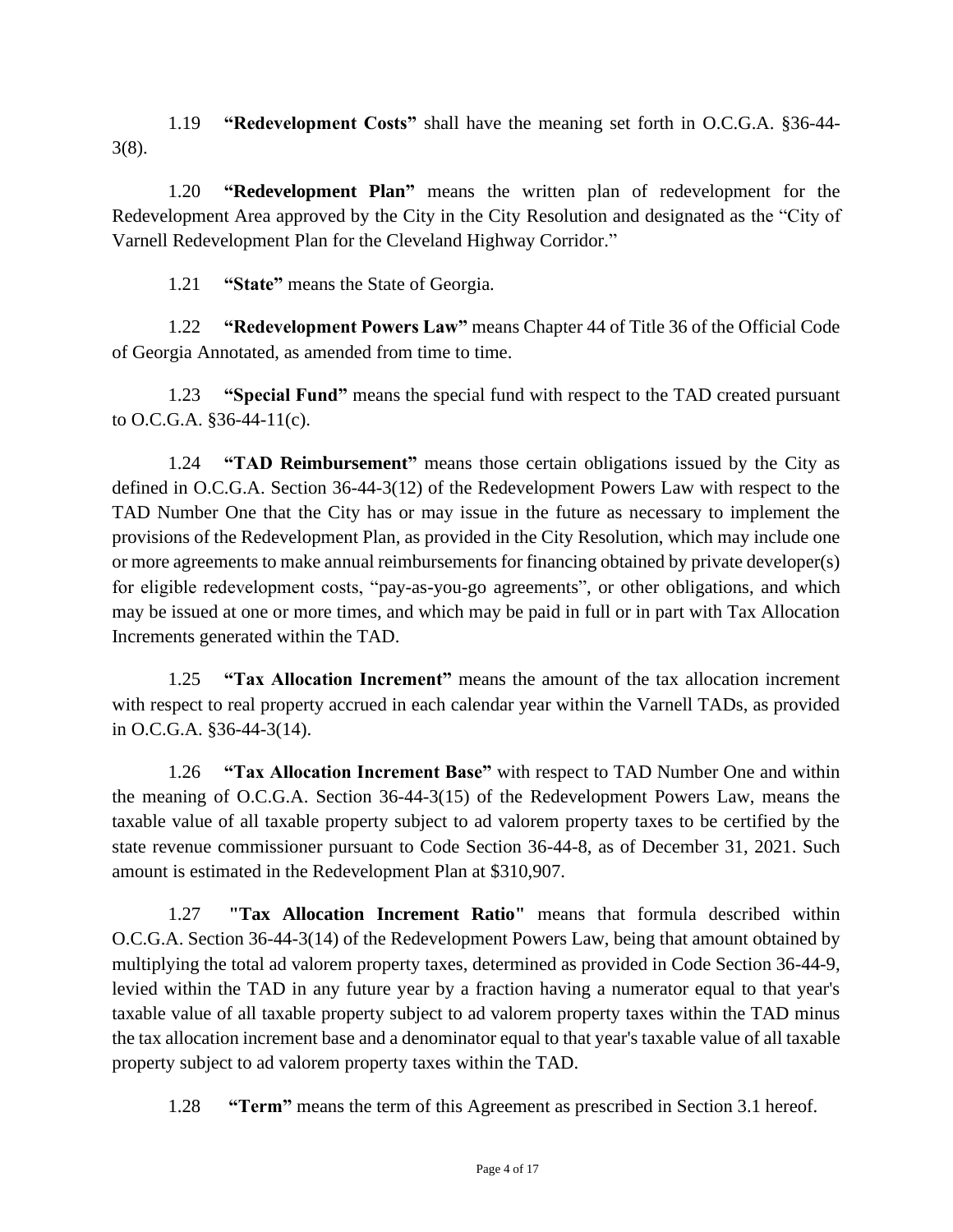1.19 **"Redevelopment Costs"** shall have the meaning set forth in O.C.G.A. §36-44-3(8).

1.20 **"Redevelopment Plan"** means the written plan of redevelopment for the Redevelopment Area approved by the City in the City Resolution and designated as the "City of Varnell Redevelopment Plan for the Cleveland Highway Corridor."

1.21 **"State"** means the State of Georgia.

1.22 **"Redevelopment Powers Law"** means Chapter 44 of Title 36 of the Official Code of Georgia Annotated, as amended from time to time.

1.23 **"Special Fund"** means the special fund with respect to the TAD created pursuant to O.C.G.A. §36-44-11(c).

1.24 **"TAD Reimbursement"** means those certain obligations issued by the City as defined in O.C.G.A. Section 36-44-3(12) of the Redevelopment Powers Law with respect to the TAD Number One that the City has or may issue in the future as necessary to implement the provisions of the Redevelopment Plan, as provided in the City Resolution, which may include one or more agreements to make annual reimbursements for financing obtained by private developer(s) for eligible redevelopment costs, "pay-as-you-go agreements", or other obligations, and which may be issued at one or more times, and which may be paid in full or in part with Tax Allocation Increments generated within the TAD.

1.25 **"Tax Allocation Increment"** means the amount of the tax allocation increment with respect to real property accrued in each calendar year within the Varnell TADs, as provided in O.C.G.A. §36-44-3(14).

1.26 **"Tax Allocation Increment Base"** with respect to TAD Number One and within the meaning of O.C.G.A. Section 36-44-3(15) of the Redevelopment Powers Law, means the taxable value of all taxable property subject to ad valorem property taxes to be certified by the state revenue commissioner pursuant to Code Section 36-44-8, as of December 31, 2021. Such amount is estimated in the Redevelopment Plan at $310,907.

1.27 **"Tax Allocation Increment Ratio"** means that formula described within O.C.G.A. Section 36-44-3(14) of the Redevelopment Powers Law, being that amount obtained by multiplying the total ad valorem property taxes, determined as provided in Code Section 36-44-9, levied within the TAD in any future year by a fraction having a numerator equal to that year's taxable value of all taxable property subject to ad valorem property taxes within the TAD minus the tax allocation increment base and a denominator equal to that year's taxable value of all taxable property subject to ad valorem property taxes within the TAD.

1.28 **"Term"** means the term of this Agreement as prescribed in Section 3.1 hereof.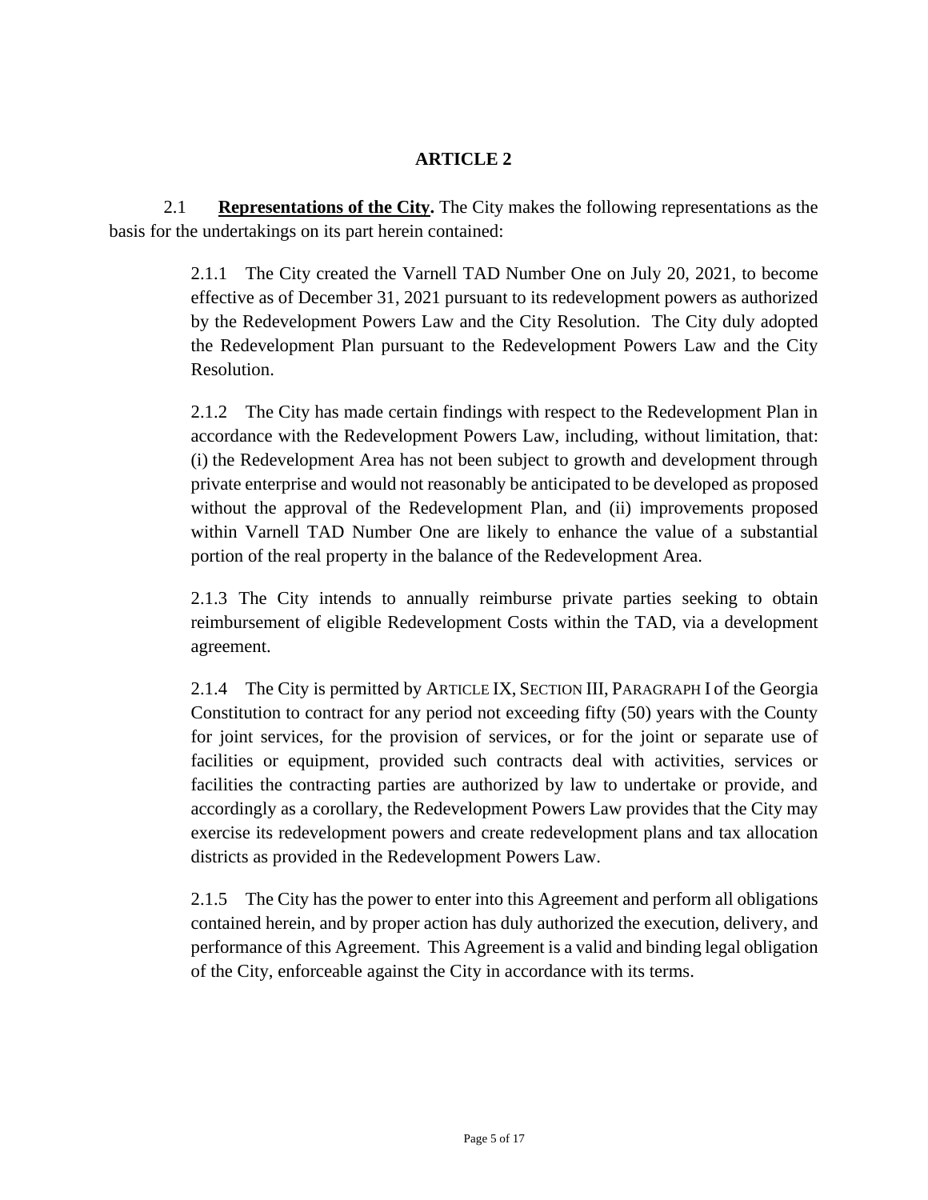## ARTICLE 2

2.1 **Representations of the City.** The City makes the following representations as the basis for the undertakings on its part herein contained:

> 2.1.1 The City created the Varnell TAD Number One on July 20, 2021, to become effective as of December 31, 2021 pursuant to its redevelopment powers as authorized by the Redevelopment Powers Law and the City Resolution. The City duly adopted the Redevelopment Plan pursuant to the Redevelopment Powers Law and the City Resolution.
>
> 2.1.2 The City has made certain findings with respect to the Redevelopment Plan in accordance with the Redevelopment Powers Law, including, without limitation, that: (i) the Redevelopment Area has not been subject to growth and development through private enterprise and would not reasonably be anticipated to be developed as proposed without the approval of the Redevelopment Plan, and (ii) improvements proposed within Varnell TAD Number One are likely to enhance the value of a substantial portion of the real property in the balance of the Redevelopment Area.
>
> 2.1.3 The City intends to annually reimburse private parties seeking to obtain reimbursement of eligible Redevelopment Costs within the TAD, via a development agreement.
>
> 2.1.4 The City is permitted by ARTICLE IX, SECTION III, PARAGRAPH I of the Georgia Constitution to contract for any period not exceeding fifty (50) years with the County for joint services, for the provision of services, or for the joint or separate use of facilities or equipment, provided such contracts deal with activities, services or facilities the contracting parties are authorized by law to undertake or provide, and accordingly as a corollary, the Redevelopment Powers Law provides that the City may exercise its redevelopment powers and create redevelopment plans and tax allocation districts as provided in the Redevelopment Powers Law.
>
> 2.1.5 The City has the power to enter into this Agreement and perform all obligations contained herein, and by proper action has duly authorized the execution, delivery, and performance of this Agreement. This Agreement is a valid and binding legal obligation of the City, enforceable against the City in accordance with its terms.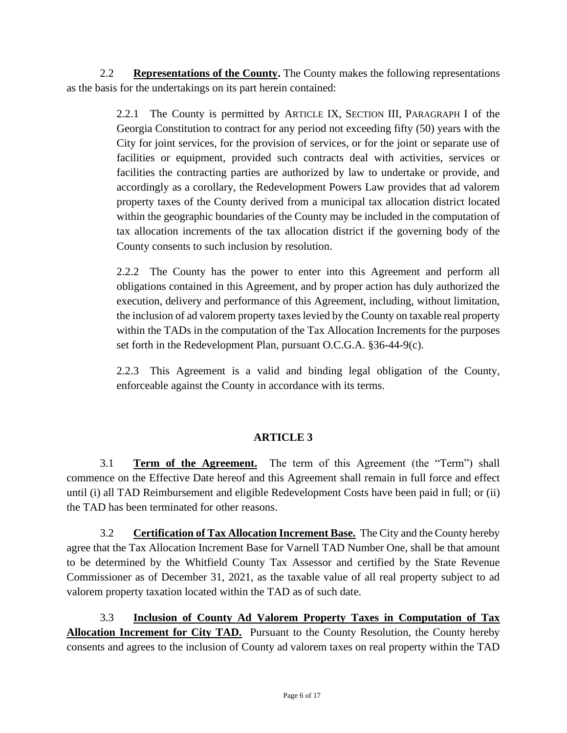2.2 **Representations of the County.** The County makes the following representations as the basis for the undertakings on its part herein contained:

2.2.1 The County is permitted by ARTICLE IX, SECTION III, PARAGRAPH I of the Georgia Constitution to contract for any period not exceeding fifty (50) years with the City for joint services, for the provision of services, or for the joint or separate use of facilities or equipment, provided such contracts deal with activities, services or facilities the contracting parties are authorized by law to undertake or provide, and accordingly as a corollary, the Redevelopment Powers Law provides that ad valorem property taxes of the County derived from a municipal tax allocation district located within the geographic boundaries of the County may be included in the computation of tax allocation increments of the tax allocation district if the governing body of the County consents to such inclusion by resolution.

2.2.2 The County has the power to enter into this Agreement and perform all obligations contained in this Agreement, and by proper action has duly authorized the execution, delivery and performance of this Agreement, including, without limitation, the inclusion of ad valorem property taxes levied by the County on taxable real property within the TADs in the computation of the Tax Allocation Increments for the purposes set forth in the Redevelopment Plan, pursuant O.C.G.A. §36-44-9(c).

2.2.3 This Agreement is a valid and binding legal obligation of the County, enforceable against the County in accordance with its terms.

## ARTICLE 3

3.1 **Term of the Agreement.** The term of this Agreement (the "Term") shall commence on the Effective Date hereof and this Agreement shall remain in full force and effect until (i) all TAD Reimbursement and eligible Redevelopment Costs have been paid in full; or (ii) the TAD has been terminated for other reasons.

3.2 **Certification of Tax Allocation Increment Base.** The City and the County hereby agree that the Tax Allocation Increment Base for Varnell TAD Number One, shall be that amount to be determined by the Whitfield County Tax Assessor and certified by the State Revenue Commissioner as of December 31, 2021, as the taxable value of all real property subject to ad valorem property taxation located within the TAD as of such date.

3.3 **Inclusion of County Ad Valorem Property Taxes in Computation of Tax Allocation Increment for City TAD.** Pursuant to the County Resolution, the County hereby consents and agrees to the inclusion of County ad valorem taxes on real property within the TAD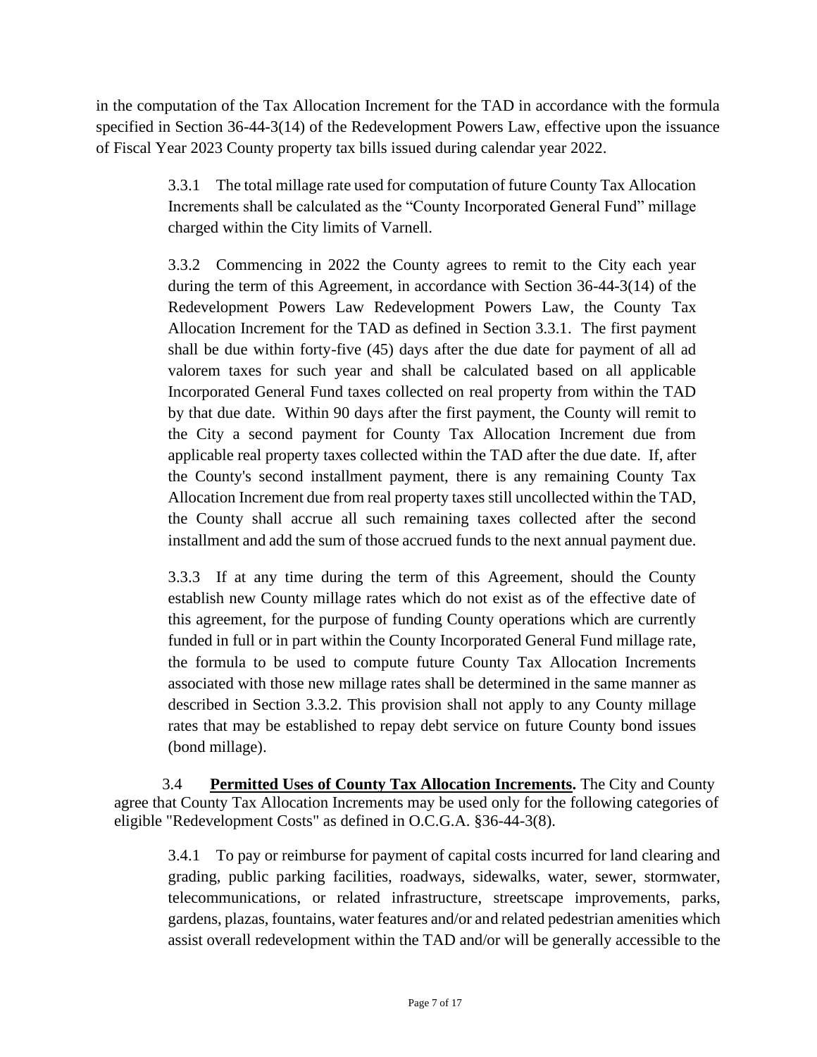in the computation of the Tax Allocation Increment for the TAD in accordance with the formula specified in Section 36-44-3(14) of the Redevelopment Powers Law, effective upon the issuance of Fiscal Year 2023 County property tax bills issued during calendar year 2022.

3.3.1 The total millage rate used for computation of future County Tax Allocation Increments shall be calculated as the "County Incorporated General Fund" millage charged within the City limits of Varnell.

3.3.2 Commencing in 2022 the County agrees to remit to the City each year during the term of this Agreement, in accordance with Section 36-44-3(14) of the Redevelopment Powers Law Redevelopment Powers Law, the County Tax Allocation Increment for the TAD as defined in Section 3.3.1. The first payment shall be due within forty-five (45) days after the due date for payment of all ad valorem taxes for such year and shall be calculated based on all applicable Incorporated General Fund taxes collected on real property from within the TAD by that due date. Within 90 days after the first payment, the County will remit to the City a second payment for County Tax Allocation Increment due from applicable real property taxes collected within the TAD after the due date. If, after the County's second installment payment, there is any remaining County Tax Allocation Increment due from real property taxes still uncollected within the TAD, the County shall accrue all such remaining taxes collected after the second installment and add the sum of those accrued funds to the next annual payment due.

3.3.3 If at any time during the term of this Agreement, should the County establish new County millage rates which do not exist as of the effective date of this agreement, for the purpose of funding County operations which are currently funded in full or in part within the County Incorporated General Fund millage rate, the formula to be used to compute future County Tax Allocation Increments associated with those new millage rates shall be determined in the same manner as described in Section 3.3.2. This provision shall not apply to any County millage rates that may be established to repay debt service on future County bond issues (bond millage).

3.4 **<u>Permitted Uses of County Tax Allocation Increments</u>.** The City and County agree that County Tax Allocation Increments may be used only for the following categories of eligible "Redevelopment Costs" as defined in O.C.G.A. §36-44-3(8).

3.4.1 To pay or reimburse for payment of capital costs incurred for land clearing and grading, public parking facilities, roadways, sidewalks, water, sewer, stormwater, telecommunications, or related infrastructure, streetscape improvements, parks, gardens, plazas, fountains, water features and/or and related pedestrian amenities which assist overall redevelopment within the TAD and/or will be generally accessible to the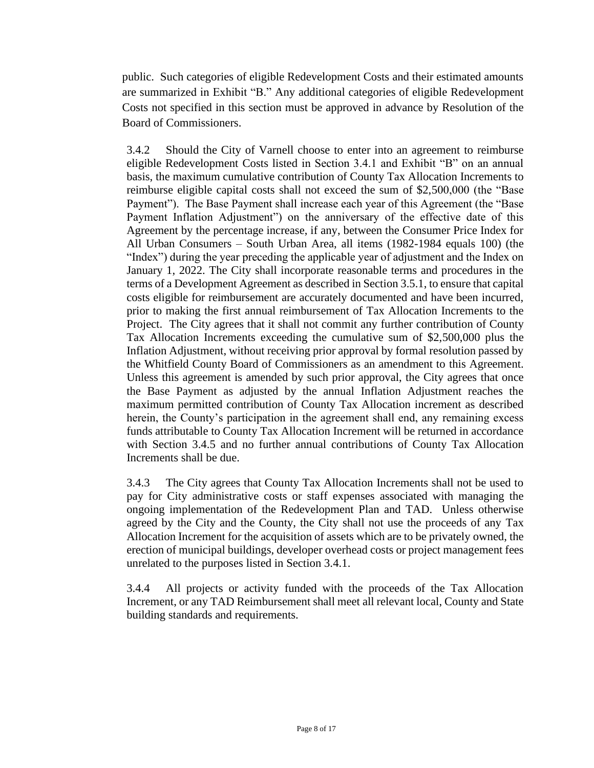public. Such categories of eligible Redevelopment Costs and their estimated amounts are summarized in Exhibit "B." Any additional categories of eligible Redevelopment Costs not specified in this section must be approved in advance by Resolution of the Board of Commissioners.

3.4.2 Should the City of Varnell choose to enter into an agreement to reimburse eligible Redevelopment Costs listed in Section 3.4.1 and Exhibit "B" on an annual basis, the maximum cumulative contribution of County Tax Allocation Increments to reimburse eligible capital costs shall not exceed the sum of $2,500,000 (the "Base Payment"). The Base Payment shall increase each year of this Agreement (the "Base Payment Inflation Adjustment") on the anniversary of the effective date of this Agreement by the percentage increase, if any, between the Consumer Price Index for All Urban Consumers – South Urban Area, all items (1982-1984 equals 100) (the "Index") during the year preceding the applicable year of adjustment and the Index on January 1, 2022. The City shall incorporate reasonable terms and procedures in the terms of a Development Agreement as described in Section 3.5.1, to ensure that capital costs eligible for reimbursement are accurately documented and have been incurred, prior to making the first annual reimbursement of Tax Allocation Increments to the Project. The City agrees that it shall not commit any further contribution of County Tax Allocation Increments exceeding the cumulative sum of $2,500,000 plus the Inflation Adjustment, without receiving prior approval by formal resolution passed by the Whitfield County Board of Commissioners as an amendment to this Agreement. Unless this agreement is amended by such prior approval, the City agrees that once the Base Payment as adjusted by the annual Inflation Adjustment reaches the maximum permitted contribution of County Tax Allocation increment as described herein, the County's participation in the agreement shall end, any remaining excess funds attributable to County Tax Allocation Increment will be returned in accordance with Section 3.4.5 and no further annual contributions of County Tax Allocation Increments shall be due.

3.4.3 The City agrees that County Tax Allocation Increments shall not be used to pay for City administrative costs or staff expenses associated with managing the ongoing implementation of the Redevelopment Plan and TAD. Unless otherwise agreed by the City and the County, the City shall not use the proceeds of any Tax Allocation Increment for the acquisition of assets which are to be privately owned, the erection of municipal buildings, developer overhead costs or project management fees unrelated to the purposes listed in Section 3.4.1.

3.4.4 All projects or activity funded with the proceeds of the Tax Allocation Increment, or any TAD Reimbursement shall meet all relevant local, County and State building standards and requirements.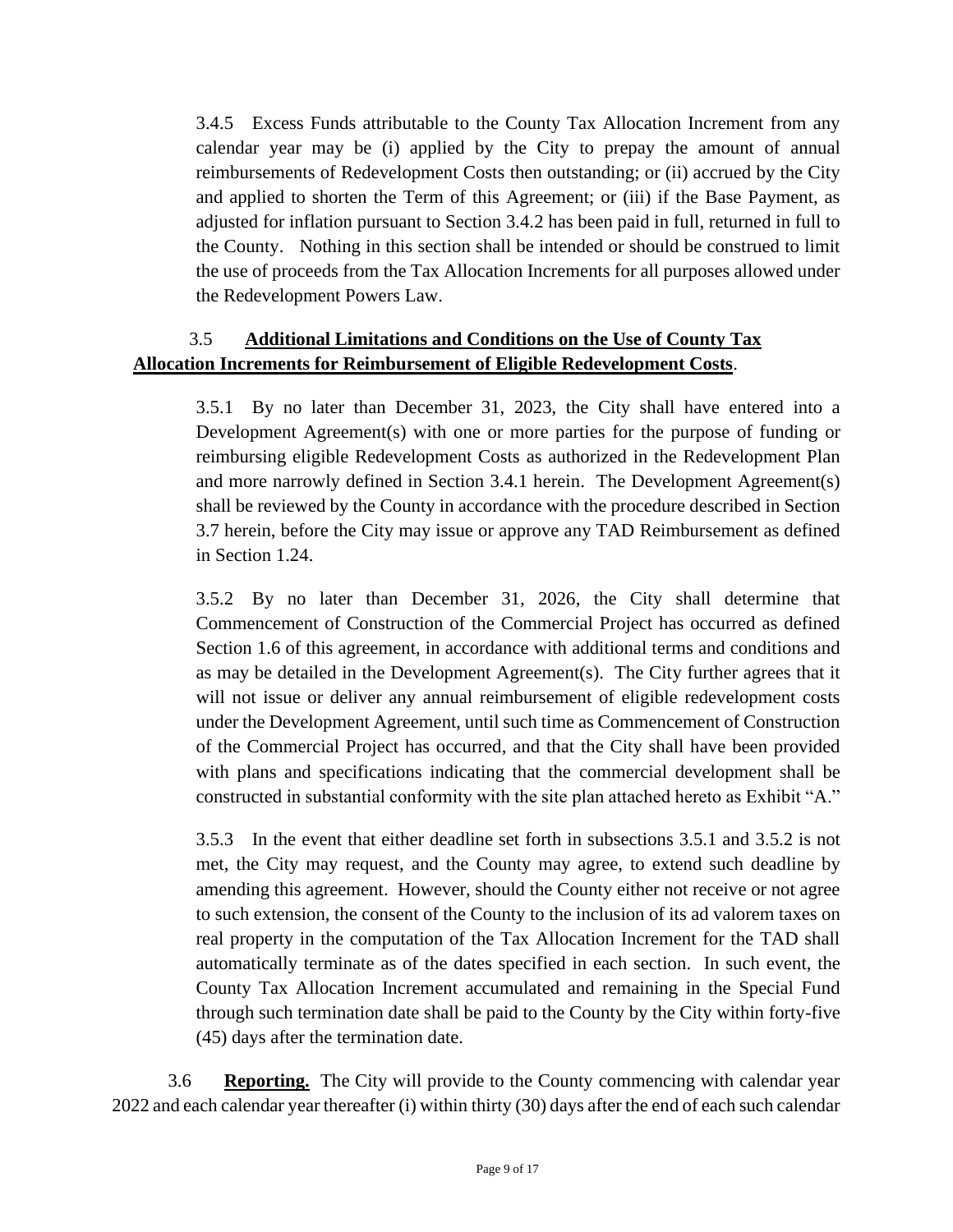3.4.5 Excess Funds attributable to the County Tax Allocation Increment from any calendar year may be (i) applied by the City to prepay the amount of annual reimbursements of Redevelopment Costs then outstanding; or (ii) accrued by the City and applied to shorten the Term of this Agreement; or (iii) if the Base Payment, as adjusted for inflation pursuant to Section 3.4.2 has been paid in full, returned in full to the County. Nothing in this section shall be intended or should be construed to limit the use of proceeds from the Tax Allocation Increments for all purposes allowed under the Redevelopment Powers Law.

3.5 **Additional Limitations and Conditions on the Use of County Tax Allocation Increments for Reimbursement of Eligible Redevelopment Costs**.

3.5.1 By no later than December 31, 2023, the City shall have entered into a Development Agreement(s) with one or more parties for the purpose of funding or reimbursing eligible Redevelopment Costs as authorized in the Redevelopment Plan and more narrowly defined in Section 3.4.1 herein. The Development Agreement(s) shall be reviewed by the County in accordance with the procedure described in Section 3.7 herein, before the City may issue or approve any TAD Reimbursement as defined in Section 1.24.

3.5.2 By no later than December 31, 2026, the City shall determine that Commencement of Construction of the Commercial Project has occurred as defined Section 1.6 of this agreement, in accordance with additional terms and conditions and as may be detailed in the Development Agreement(s). The City further agrees that it will not issue or deliver any annual reimbursement of eligible redevelopment costs under the Development Agreement, until such time as Commencement of Construction of the Commercial Project has occurred, and that the City shall have been provided with plans and specifications indicating that the commercial development shall be constructed in substantial conformity with the site plan attached hereto as Exhibit "A."

3.5.3 In the event that either deadline set forth in subsections 3.5.1 and 3.5.2 is not met, the City may request, and the County may agree, to extend such deadline by amending this agreement. However, should the County either not receive or not agree to such extension, the consent of the County to the inclusion of its ad valorem taxes on real property in the computation of the Tax Allocation Increment for the TAD shall automatically terminate as of the dates specified in each section. In such event, the County Tax Allocation Increment accumulated and remaining in the Special Fund through such termination date shall be paid to the County by the City within forty-five (45) days after the termination date.

3.6 **Reporting.** The City will provide to the County commencing with calendar year 2022 and each calendar year thereafter (i) within thirty (30) days after the end of each such calendar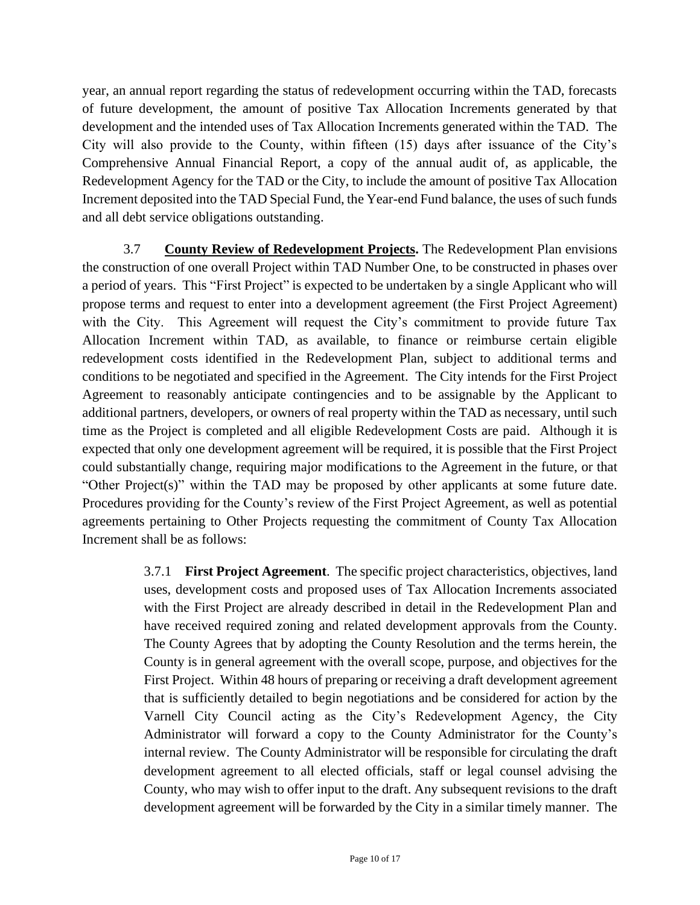year, an annual report regarding the status of redevelopment occurring within the TAD, forecasts of future development, the amount of positive Tax Allocation Increments generated by that development and the intended uses of Tax Allocation Increments generated within the TAD. The City will also provide to the County, within fifteen (15) days after issuance of the City's Comprehensive Annual Financial Report, a copy of the annual audit of, as applicable, the Redevelopment Agency for the TAD or the City, to include the amount of positive Tax Allocation Increment deposited into the TAD Special Fund, the Year-end Fund balance, the uses of such funds and all debt service obligations outstanding.

3.7 **<u>County Review of Redevelopment Projects</u>.** The Redevelopment Plan envisions the construction of one overall Project within TAD Number One, to be constructed in phases over a period of years. This "First Project" is expected to be undertaken by a single Applicant who will propose terms and request to enter into a development agreement (the First Project Agreement) with the City. This Agreement will request the City's commitment to provide future Tax Allocation Increment within TAD, as available, to finance or reimburse certain eligible redevelopment costs identified in the Redevelopment Plan, subject to additional terms and conditions to be negotiated and specified in the Agreement. The City intends for the First Project Agreement to reasonably anticipate contingencies and to be assignable by the Applicant to additional partners, developers, or owners of real property within the TAD as necessary, until such time as the Project is completed and all eligible Redevelopment Costs are paid. Although it is expected that only one development agreement will be required, it is possible that the First Project could substantially change, requiring major modifications to the Agreement in the future, or that "Other Project(s)" within the TAD may be proposed by other applicants at some future date. Procedures providing for the County's review of the First Project Agreement, as well as potential agreements pertaining to Other Projects requesting the commitment of County Tax Allocation Increment shall be as follows:

> 3.7.1 **First Project Agreement**. The specific project characteristics, objectives, land uses, development costs and proposed uses of Tax Allocation Increments associated with the First Project are already described in detail in the Redevelopment Plan and have received required zoning and related development approvals from the County. The County Agrees that by adopting the County Resolution and the terms herein, the County is in general agreement with the overall scope, purpose, and objectives for the First Project. Within 48 hours of preparing or receiving a draft development agreement that is sufficiently detailed to begin negotiations and be considered for action by the Varnell City Council acting as the City's Redevelopment Agency, the City Administrator will forward a copy to the County Administrator for the County's internal review. The County Administrator will be responsible for circulating the draft development agreement to all elected officials, staff or legal counsel advising the County, who may wish to offer input to the draft. Any subsequent revisions to the draft development agreement will be forwarded by the City in a similar timely manner. The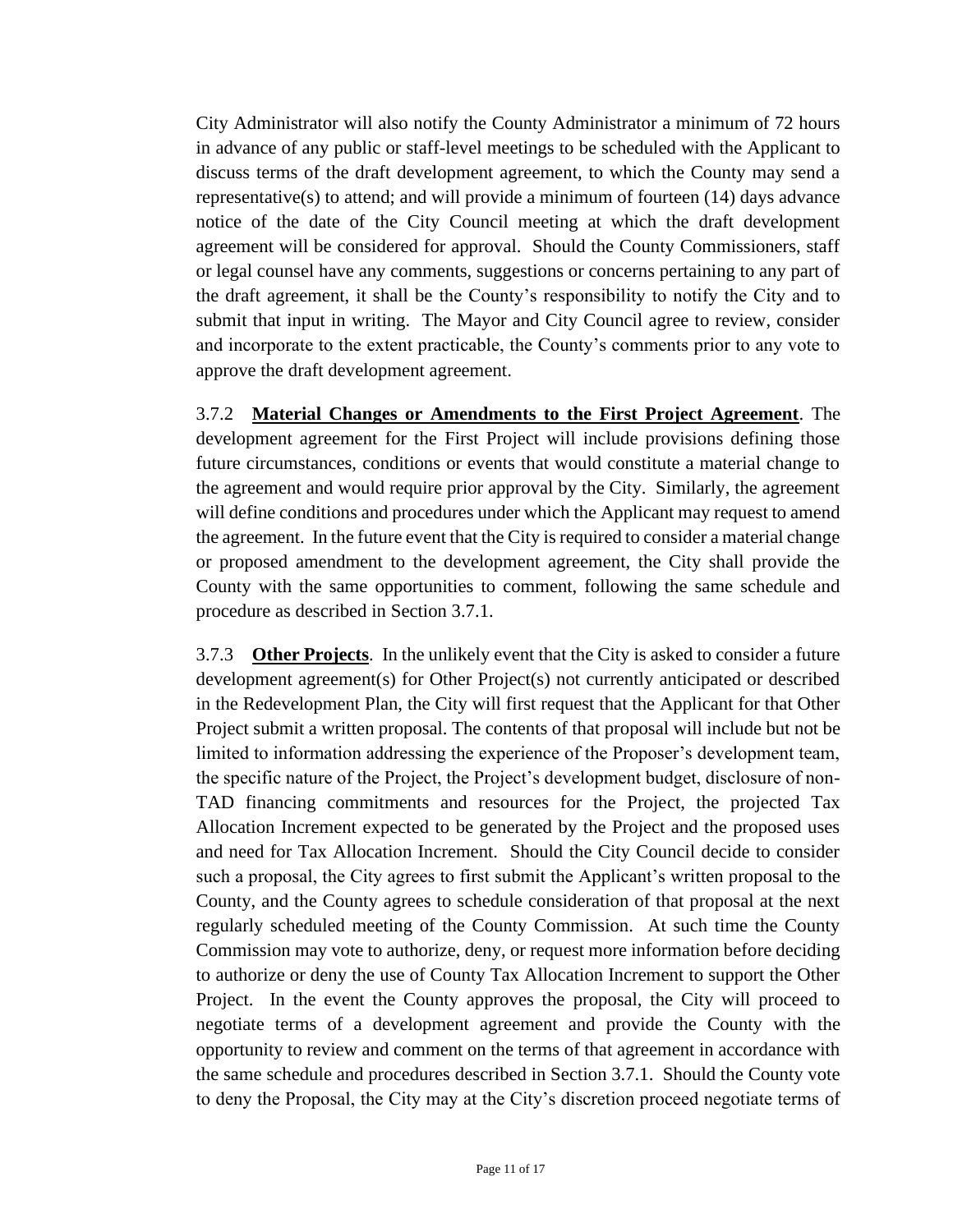City Administrator will also notify the County Administrator a minimum of 72 hours in advance of any public or staff-level meetings to be scheduled with the Applicant to discuss terms of the draft development agreement, to which the County may send a representative(s) to attend; and will provide a minimum of fourteen (14) days advance notice of the date of the City Council meeting at which the draft development agreement will be considered for approval. Should the County Commissioners, staff or legal counsel have any comments, suggestions or concerns pertaining to any part of the draft agreement, it shall be the County's responsibility to notify the City and to submit that input in writing. The Mayor and City Council agree to review, consider and incorporate to the extent practicable, the County's comments prior to any vote to approve the draft development agreement.

3.7.2 **Material Changes or Amendments to the First Project Agreement**. The development agreement for the First Project will include provisions defining those future circumstances, conditions or events that would constitute a material change to the agreement and would require prior approval by the City. Similarly, the agreement will define conditions and procedures under which the Applicant may request to amend the agreement. In the future event that the City is required to consider a material change or proposed amendment to the development agreement, the City shall provide the County with the same opportunities to comment, following the same schedule and procedure as described in Section 3.7.1.

3.7.3 **Other Projects**. In the unlikely event that the City is asked to consider a future development agreement(s) for Other Project(s) not currently anticipated or described in the Redevelopment Plan, the City will first request that the Applicant for that Other Project submit a written proposal. The contents of that proposal will include but not be limited to information addressing the experience of the Proposer's development team, the specific nature of the Project, the Project's development budget, disclosure of non-TAD financing commitments and resources for the Project, the projected Tax Allocation Increment expected to be generated by the Project and the proposed uses and need for Tax Allocation Increment. Should the City Council decide to consider such a proposal, the City agrees to first submit the Applicant's written proposal to the County, and the County agrees to schedule consideration of that proposal at the next regularly scheduled meeting of the County Commission. At such time the County Commission may vote to authorize, deny, or request more information before deciding to authorize or deny the use of County Tax Allocation Increment to support the Other Project. In the event the County approves the proposal, the City will proceed to negotiate terms of a development agreement and provide the County with the opportunity to review and comment on the terms of that agreement in accordance with the same schedule and procedures described in Section 3.7.1. Should the County vote to deny the Proposal, the City may at the City's discretion proceed negotiate terms of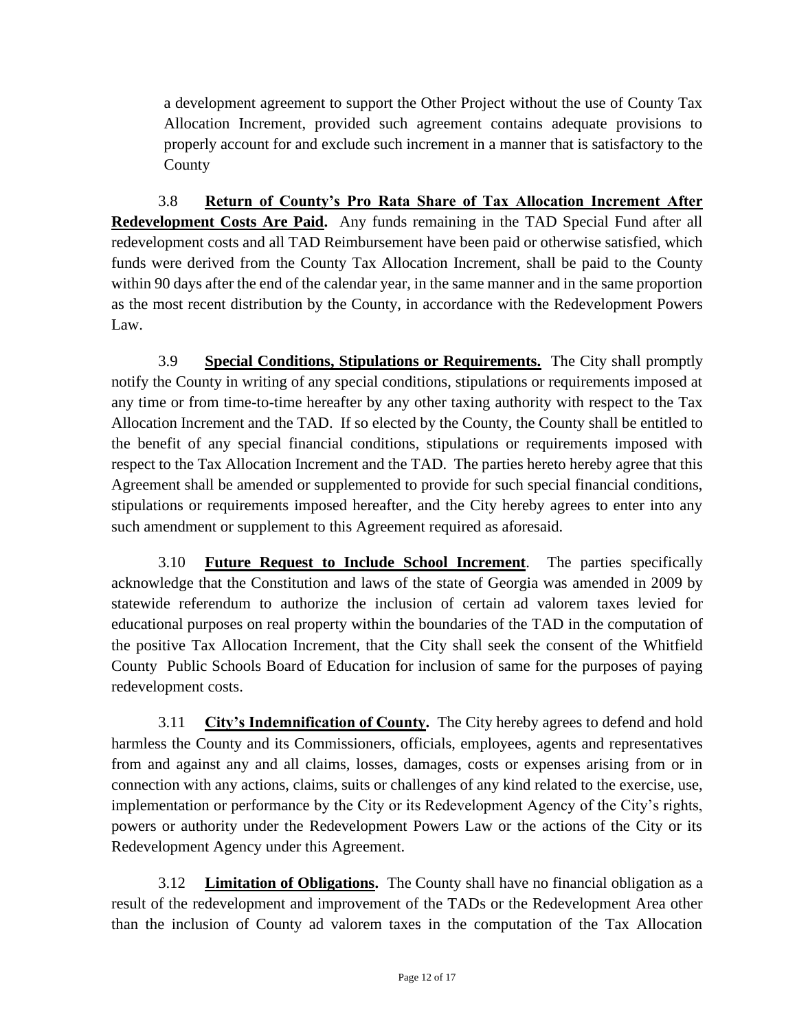a development agreement to support the Other Project without the use of County Tax Allocation Increment, provided such agreement contains adequate provisions to properly account for and exclude such increment in a manner that is satisfactory to the County

3.8 **Return of County's Pro Rata Share of Tax Allocation Increment After Redevelopment Costs Are Paid.** Any funds remaining in the TAD Special Fund after all redevelopment costs and all TAD Reimbursement have been paid or otherwise satisfied, which funds were derived from the County Tax Allocation Increment, shall be paid to the County within 90 days after the end of the calendar year, in the same manner and in the same proportion as the most recent distribution by the County, in accordance with the Redevelopment Powers Law.

3.9 **Special Conditions, Stipulations or Requirements.** The City shall promptly notify the County in writing of any special conditions, stipulations or requirements imposed at any time or from time-to-time hereafter by any other taxing authority with respect to the Tax Allocation Increment and the TAD. If so elected by the County, the County shall be entitled to the benefit of any special financial conditions, stipulations or requirements imposed with respect to the Tax Allocation Increment and the TAD. The parties hereto hereby agree that this Agreement shall be amended or supplemented to provide for such special financial conditions, stipulations or requirements imposed hereafter, and the City hereby agrees to enter into any such amendment or supplement to this Agreement required as aforesaid.

3.10 **Future Request to Include School Increment**. The parties specifically acknowledge that the Constitution and laws of the state of Georgia was amended in 2009 by statewide referendum to authorize the inclusion of certain ad valorem taxes levied for educational purposes on real property within the boundaries of the TAD in the computation of the positive Tax Allocation Increment, that the City shall seek the consent of the Whitfield County Public Schools Board of Education for inclusion of same for the purposes of paying redevelopment costs.

3.11 **City's Indemnification of County.** The City hereby agrees to defend and hold harmless the County and its Commissioners, officials, employees, agents and representatives from and against any and all claims, losses, damages, costs or expenses arising from or in connection with any actions, claims, suits or challenges of any kind related to the exercise, use, implementation or performance by the City or its Redevelopment Agency of the City's rights, powers or authority under the Redevelopment Powers Law or the actions of the City or its Redevelopment Agency under this Agreement.

3.12 **Limitation of Obligations.** The County shall have no financial obligation as a result of the redevelopment and improvement of the TADs or the Redevelopment Area other than the inclusion of County ad valorem taxes in the computation of the Tax Allocation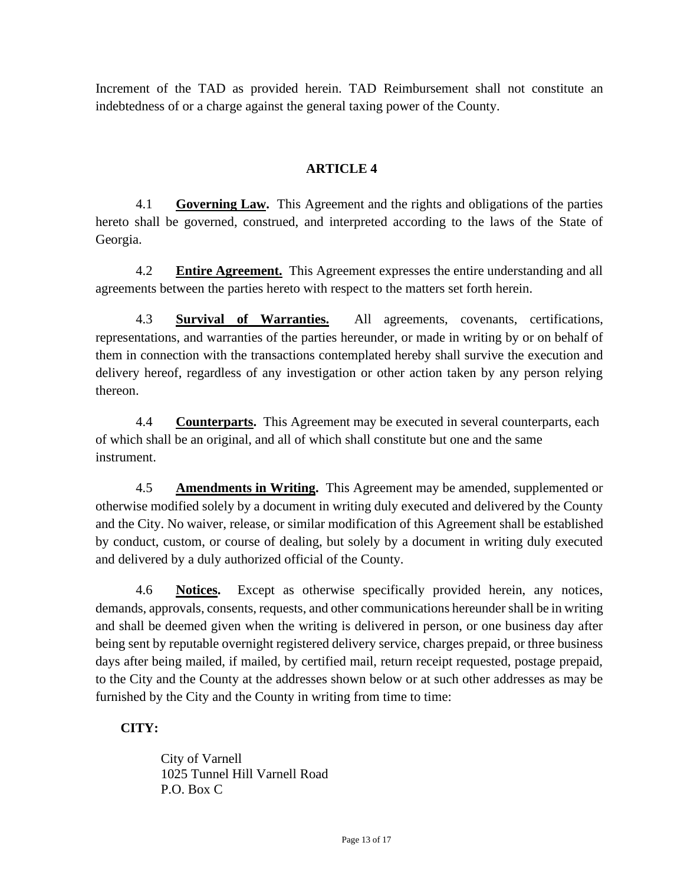Increment of the TAD as provided herein. TAD Reimbursement shall not constitute an indebtedness of or a charge against the general taxing power of the County.

## ARTICLE 4

4.1 **Governing Law.** This Agreement and the rights and obligations of the parties hereto shall be governed, construed, and interpreted according to the laws of the State of Georgia.

4.2 **Entire Agreement.** This Agreement expresses the entire understanding and all agreements between the parties hereto with respect to the matters set forth herein.

4.3 **Survival of Warranties.** All agreements, covenants, certifications, representations, and warranties of the parties hereunder, or made in writing by or on behalf of them in connection with the transactions contemplated hereby shall survive the execution and delivery hereof, regardless of any investigation or other action taken by any person relying thereon.

4.4 **Counterparts.** This Agreement may be executed in several counterparts, each of which shall be an original, and all of which shall constitute but one and the same instrument.

4.5 **Amendments in Writing.** This Agreement may be amended, supplemented or otherwise modified solely by a document in writing duly executed and delivered by the County and the City. No waiver, release, or similar modification of this Agreement shall be established by conduct, custom, or course of dealing, but solely by a document in writing duly executed and delivered by a duly authorized official of the County.

4.6 **Notices.** Except as otherwise specifically provided herein, any notices, demands, approvals, consents, requests, and other communications hereunder shall be in writing and shall be deemed given when the writing is delivered in person, or one business day after being sent by reputable overnight registered delivery service, charges prepaid, or three business days after being mailed, if mailed, by certified mail, return receipt requested, postage prepaid, to the City and the County at the addresses shown below or at such other addresses as may be furnished by the City and the County in writing from time to time:

**CITY:**

City of Varnell
1025 Tunnel Hill Varnell Road
P.O. Box C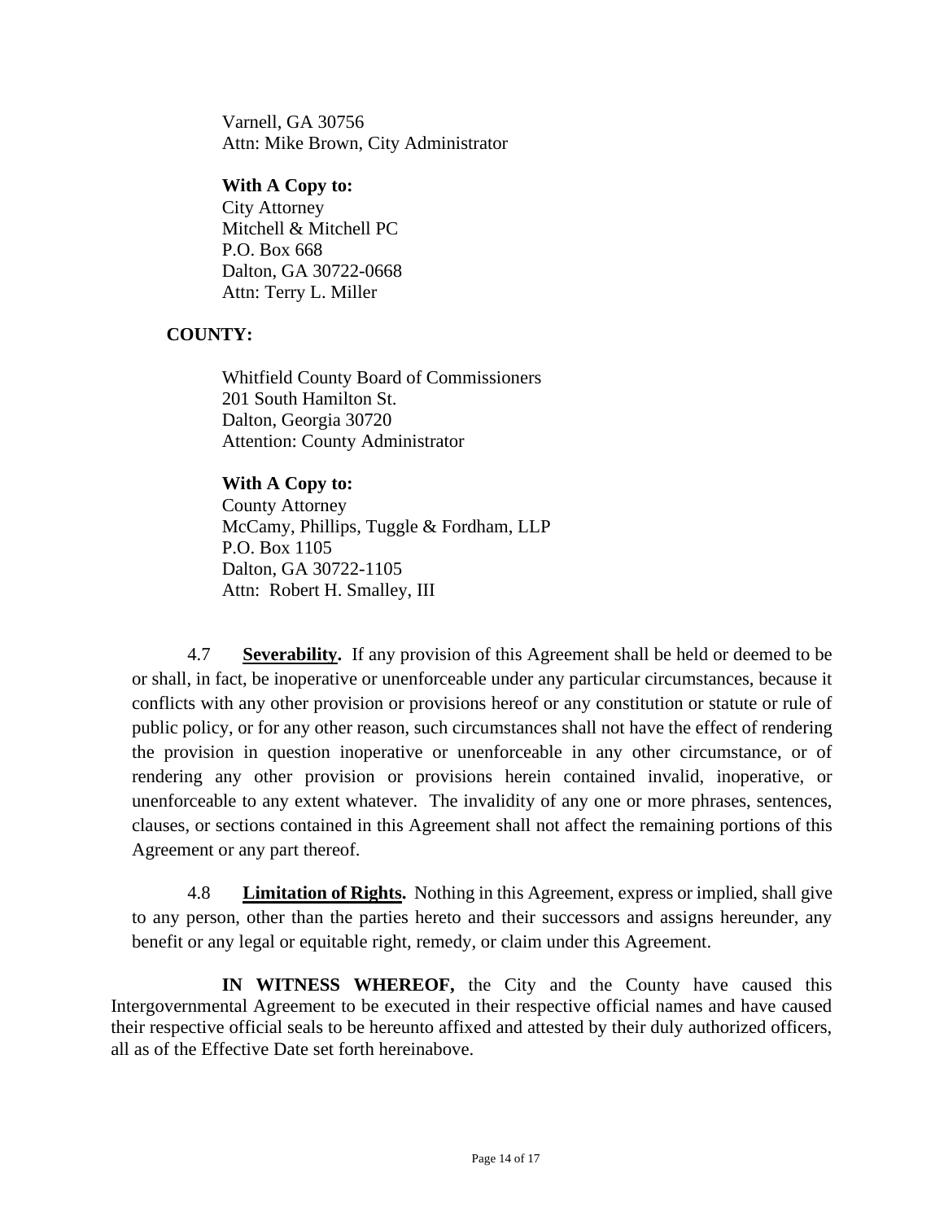Varnell, GA 30756
Attn: Mike Brown, City Administrator

**With A Copy to:**
City Attorney
Mitchell & Mitchell PC
P.O. Box 668
Dalton, GA 30722-0668
Attn: Terry L. Miller

**COUNTY:**

Whitfield County Board of Commissioners
201 South Hamilton St.
Dalton, Georgia 30720
Attention: County Administrator

**With A Copy to:**
County Attorney
McCamy, Phillips, Tuggle & Fordham, LLP
P.O. Box 1105
Dalton, GA 30722-1105
Attn: Robert H. Smalley, III

4.7 **Severability.** If any provision of this Agreement shall be held or deemed to be or shall, in fact, be inoperative or unenforceable under any particular circumstances, because it conflicts with any other provision or provisions hereof or any constitution or statute or rule of public policy, or for any other reason, such circumstances shall not have the effect of rendering the provision in question inoperative or unenforceable in any other circumstance, or of rendering any other provision or provisions herein contained invalid, inoperative, or unenforceable to any extent whatever. The invalidity of any one or more phrases, sentences, clauses, or sections contained in this Agreement shall not affect the remaining portions of this Agreement or any part thereof.

4.8 **Limitation of Rights.** Nothing in this Agreement, express or implied, shall give to any person, other than the parties hereto and their successors and assigns hereunder, any benefit or any legal or equitable right, remedy, or claim under this Agreement.

**IN WITNESS WHEREOF,** the City and the County have caused this Intergovernmental Agreement to be executed in their respective official names and have caused their respective official seals to be hereunto affixed and attested by their duly authorized officers, all as of the Effective Date set forth hereinabove.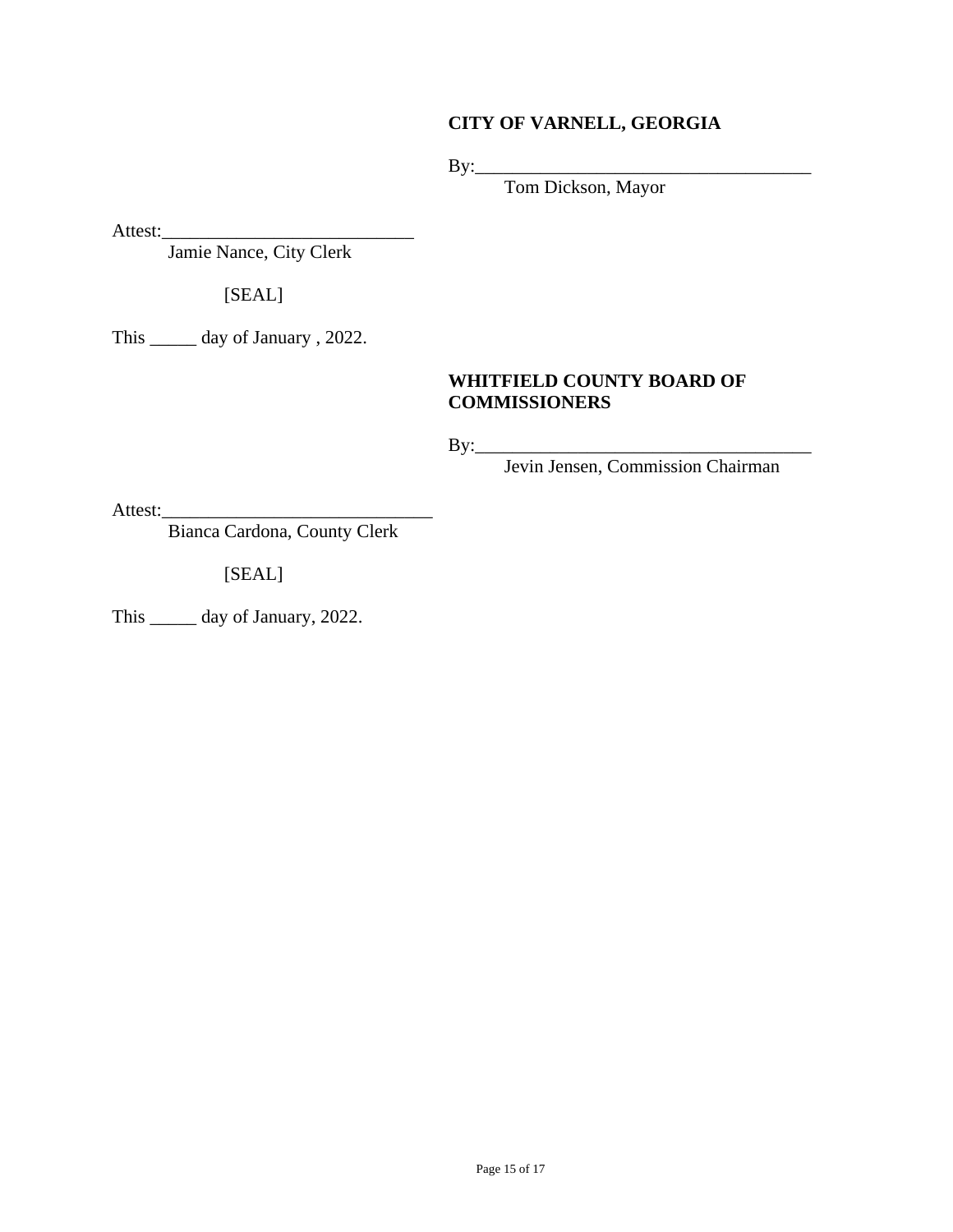**CITY OF VARNELL, GEORGIA**

By:____________________________________
Tom Dickson, Mayor

Attest:___________________________
Jamie Nance, City Clerk

[SEAL]

This _____ day of January , 2022.

**WHITFIELD COUNTY BOARD OF COMMISSIONERS**

By:____________________________________
Jevin Jensen, Commission Chairman

Attest:_____________________________
Bianca Cardona, County Clerk

[SEAL]

This _____ day of January, 2022.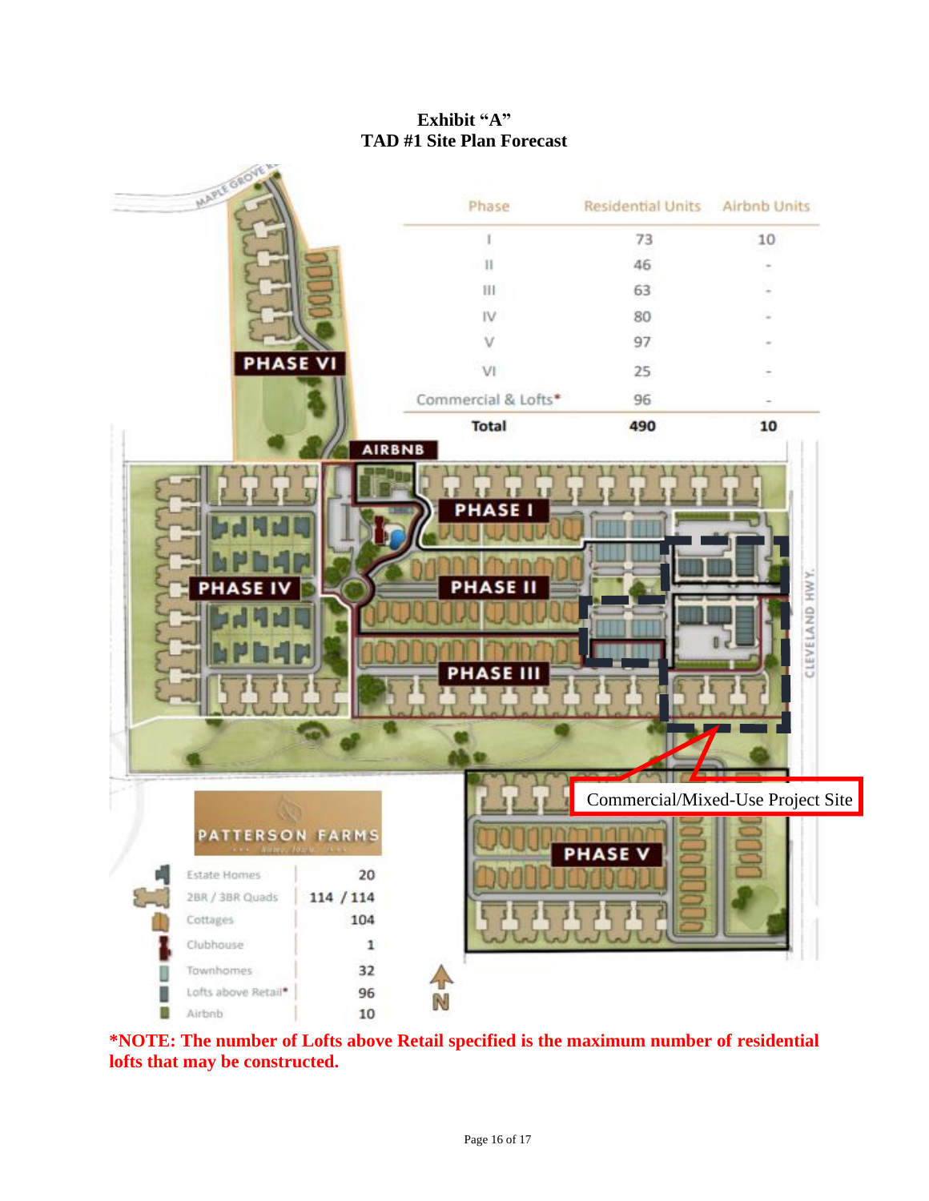**Exhibit "A"**
**TAD #1 Site Plan Forecast**

| Phase | Residential Units | Airbnb Units |
|---|---|---|
| I | 73 | 10 |
| II | 46 | - |
| III | 63 | - |
| IV | 80 | - |
| V | 97 | - |
| VI | 25 | - |
| Commercial & Lofts* | 96 | - |
| **Total** | **490** | **10** |

MAPLE GROVE RD

PHASE VI

AIRBNB

PHASE I

PHASE II

PHASE III

PHASE IV

PHASE V

CLEVELAND HWY.

Commercial/Mixed-Use Project Site

PATTERSON FARMS

| | |
|---|---|
| Estate Homes | 20 |
| 2BR / 3BR Quads | 114 / 114 |
| Cottages | 104 |
| Clubhouse | 1 |
| Townhomes | 32 |
| Lofts above Retail* | 96 |
| Airbnb | 10 |

N

***NOTE: The number of Lofts above Retail specified is the maximum number of residential lofts that may be constructed.**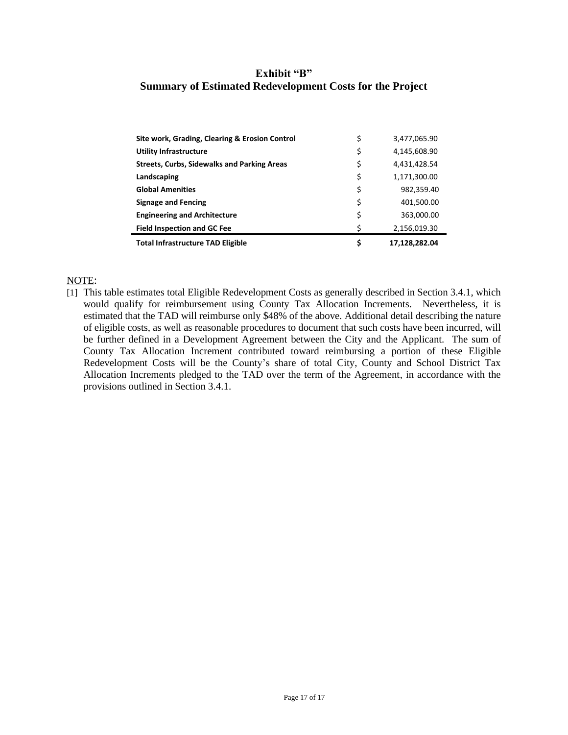## Exhibit "B"
## Summary of Estimated Redevelopment Costs for the Project

| | | |
|---|---|---|
| **Site work, Grading, Clearing & Erosion Control** | $ | 3,477,065.90 |
| **Utility Infrastructure** | $ | 4,145,608.90 |
| **Streets, Curbs, Sidewalks and Parking Areas** | $ | 4,431,428.54 |
| **Landscaping** | $ | 1,171,300.00 |
| **Global Amenities** | $ | 982,359.40 |
| **Signage and Fencing** | $ | 401,500.00 |
| **Engineering and Architecture** | $ | 363,000.00 |
| **Field Inspection and GC Fee** | $ | 2,156,019.30 |
| **Total Infrastructure TAD Eligible** | **$** | **17,128,282.04** |

NOTE:

[1] This table estimates total Eligible Redevelopment Costs as generally described in Section 3.4.1, which would qualify for reimbursement using County Tax Allocation Increments. Nevertheless, it is estimated that the TAD will reimburse only $48% of the above. Additional detail describing the nature of eligible costs, as well as reasonable procedures to document that such costs have been incurred, will be further defined in a Development Agreement between the City and the Applicant. The sum of County Tax Allocation Increment contributed toward reimbursing a portion of these Eligible Redevelopment Costs will be the County's share of total City, County and School District Tax Allocation Increments pledged to the TAD over the term of the Agreement, in accordance with the provisions outlined in Section 3.4.1.